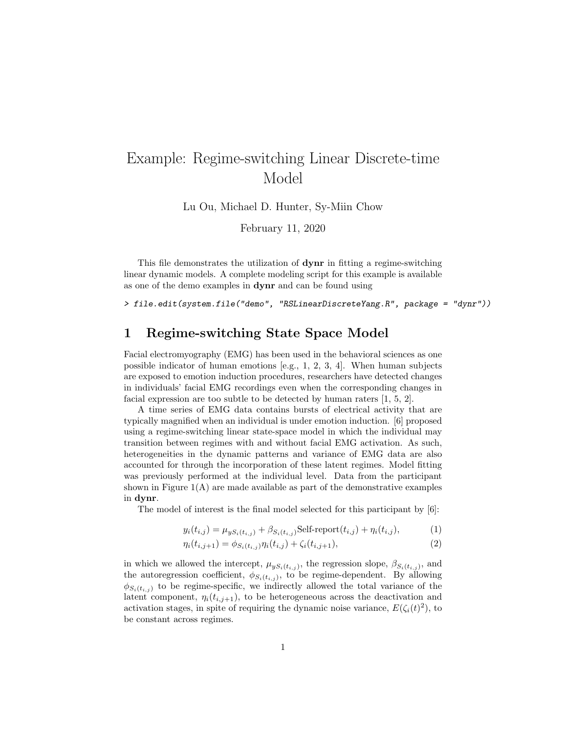# Example: Regime-switching Linear Discrete-time Model

Lu Ou, Michael D. Hunter, Sy-Miin Chow

February 11, 2020

This file demonstrates the utilization of **dynr** in fitting a regime-switching linear dynamic models. A complete modeling script for this example is available as one of the demo examples in **dynr** and can be found using

```
> file.edit(system.file("demo", "RSLinearDiscreteYang.R", package = "dynr"))
```

## 1 Regime-switching State Space Model

Facial electromyography (EMG) has been used in the behavioral sciences as one possible indicator of human emotions [e.g., 1, 2, 3, 4]. When human subjects are exposed to emotion induction procedures, researchers have detected changes in individuals' facial EMG recordings even when the corresponding changes in facial expression are too subtle to be detected by human raters [1, 5, 2].

A time series of EMG data contains bursts of electrical activity that are typically magnified when an individual is under emotion induction. [6] proposed using a regime-switching linear state-space model in which the individual may transition between regimes with and without facial EMG activation. As such, heterogeneities in the dynamic patterns and variance of EMG data are also accounted for through the incorporation of these latent regimes. Model fitting was previously performed at the individual level. Data from the participant shown in Figure 1(A) are made available as part of the demonstrative examples in **dynr**.

The model of interest is the final model selected for this participant by [6]:

$$y_i(t_{i,j}) = \mu_{yS_i(t_{i,j})} + \beta_{S_i(t_{i,j})}\text{Self-report}(t_{i,j}) + \eta_i(t_{i,j}), \tag{1}$$

$$\eta_i(t_{i,j+1}) = \phi_{S_i(t_{i,j})}\eta_i(t_{i,j}) + \zeta_i(t_{i,j+1}), \tag{2}$$

in which we allowed the intercept, $\mu_{yS_i(t_{i,j})}$, the regression slope, $\beta_{S_i(t_{i,j})}$, and the autoregression coefficient, $\phi_{S_i(t_{i,j})}$, to be regime-dependent. By allowing $\phi_{S_i(t_{i,j})}$ to be regime-specific, we indirectly allowed the total variance of the latent component, $\eta_i(t_{i,j+1})$, to be heterogeneous across the deactivation and activation stages, in spite of requiring the dynamic noise variance, $E(\zeta_i(t)^2)$, to be constant across regimes.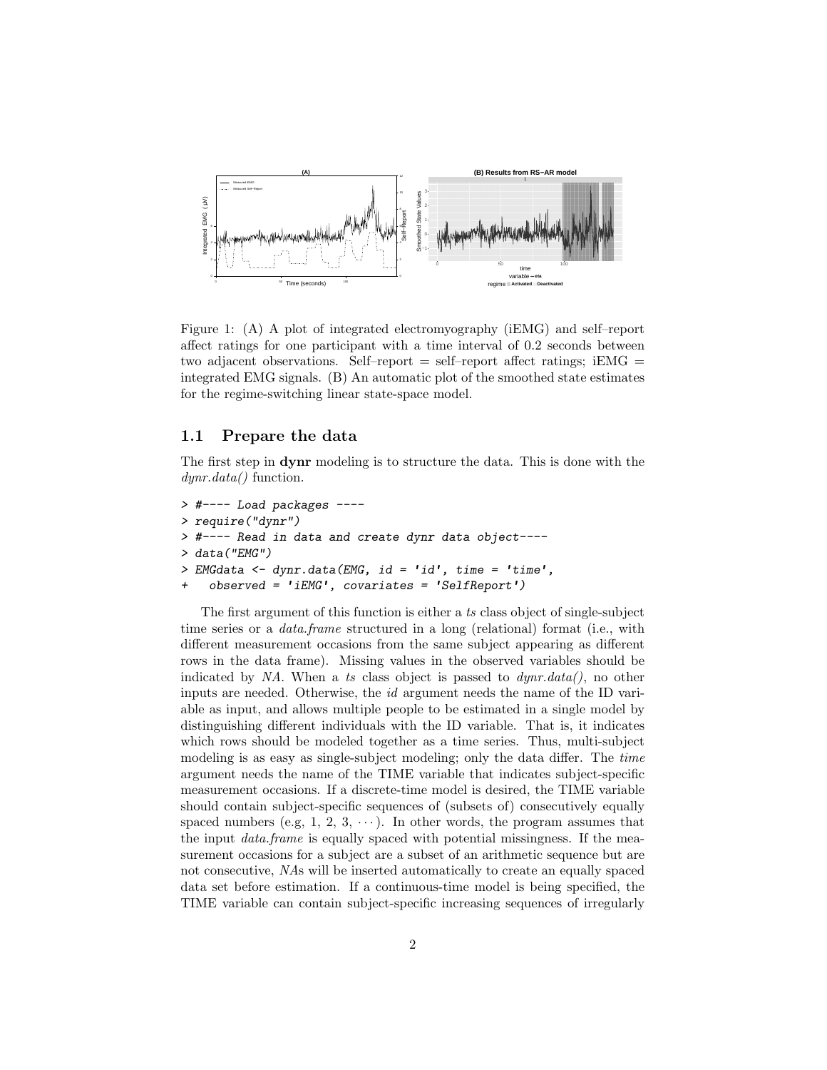Figure 1: (A) A plot of integrated electromyography (iEMG) and self–report affect ratings for one participant with a time interval of 0.2 seconds between two adjacent observations. Self–report = self–report affect ratings; iEMG = integrated EMG signals. (B) An automatic plot of the smoothed state estimates for the regime-switching linear state-space model.

## 1.1 Prepare the data

The first step in **dynr** modeling is to structure the data. This is done with the *dynr.data()* function.

```
> #---- Load packages ----
> require("dynr")
> #---- Read in data and create dynr data object----
> data("EMG")
> EMGdata <- dynr.data(EMG, id = 'id', time = 'time',
+   observed = 'iEMG', covariates = 'SelfReport')
```

The first argument of this function is either a *ts* class object of single-subject time series or a *data.frame* structured in a long (relational) format (i.e., with different measurement occasions from the same subject appearing as different rows in the data frame). Missing values in the observed variables should be indicated by *NA*. When a *ts* class object is passed to *dynr.data()*, no other inputs are needed. Otherwise, the *id* argument needs the name of the ID variable as input, and allows multiple people to be estimated in a single model by distinguishing different individuals with the ID variable. That is, it indicates which rows should be modeled together as a time series. Thus, multi-subject modeling is as easy as single-subject modeling; only the data differ. The *time* argument needs the name of the TIME variable that indicates subject-specific measurement occasions. If a discrete-time model is desired, the TIME variable should contain subject-specific sequences of (subsets of) consecutively equally spaced numbers (e.g, 1, 2, 3, $\cdots$). In other words, the program assumes that the input *data.frame* is equally spaced with potential missingness. If the measurement occasions for a subject are a subset of an arithmetic sequence but are not consecutive, *NA*s will be inserted automatically to create an equally spaced data set before estimation. If a continuous-time model is being specified, the TIME variable can contain subject-specific increasing sequences of irregularly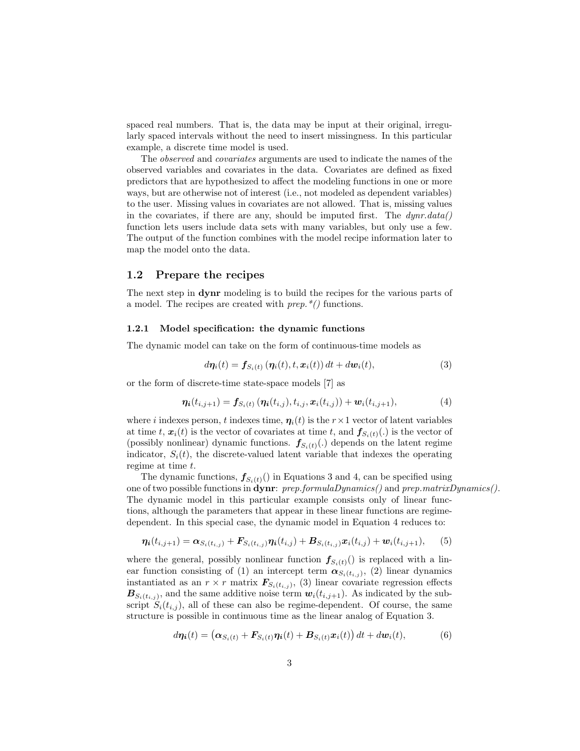spaced real numbers. That is, the data may be input at their original, irregularly spaced intervals without the need to insert missingness. In this particular example, a discrete time model is used.

The *observed* and *covariates* arguments are used to indicate the names of the observed variables and covariates in the data. Covariates are defined as fixed predictors that are hypothesized to affect the modeling functions in one or more ways, but are otherwise not of interest (i.e., not modeled as dependent variables) to the user. Missing values in covariates are not allowed. That is, missing values in the covariates, if there are any, should be imputed first. The *dynr.data()* function lets users include data sets with many variables, but only use a few. The output of the function combines with the model recipe information later to map the model onto the data.

## 1.2 Prepare the recipes

The next step in **dynr** modeling is to build the recipes for the various parts of a model. The recipes are created with *prep.\*()* functions.

### 1.2.1 Model specification: the dynamic functions

The dynamic model can take on the form of continuous-time models as

$$d\boldsymbol{\eta}_i(t) = \boldsymbol{f}_{S_i(t)}\left(\boldsymbol{\eta}_i(t), t, \boldsymbol{x}_i(t)\right) dt + d\boldsymbol{w}_i(t), \tag{3}$$

or the form of discrete-time state-space models [7] as

$$\boldsymbol{\eta_i}(t_{i,j+1}) = \boldsymbol{f}_{S_i(t)}\left(\boldsymbol{\eta_i}(t_{i,j}), t_{i,j}, \boldsymbol{x}_i(t_{i,j})\right) + \boldsymbol{w}_i(t_{i,j+1}), \tag{4}$$

where $i$ indexes person, $t$ indexes time, $\boldsymbol{\eta}_i(t)$ is the $r \times 1$ vector of latent variables at time $t$, $\boldsymbol{x}_i(t)$ is the vector of covariates at time $t$, and $\boldsymbol{f}_{S_i(t)}(.)$ is the vector of (possibly nonlinear) dynamic functions. $\boldsymbol{f}_{S_i(t)}(.)$ depends on the latent regime indicator, $S_i(t)$, the discrete-valued latent variable that indexes the operating regime at time $t$.

The dynamic functions, $\boldsymbol{f}_{S_i(t)}()$ in Equations 3 and 4, can be specified using one of two possible functions in **dynr**: *prep.formulaDynamics()* and *prep.matrixDynamics()*. The dynamic model in this particular example consists only of linear functions, although the parameters that appear in these linear functions are regime-dependent. In this special case, the dynamic model in Equation 4 reduces to:

$$\boldsymbol{\eta_i}(t_{i,j+1}) = \boldsymbol{\alpha}_{S_i(t_{i,j})} + \boldsymbol{F}_{S_i(t_{i,j})}\boldsymbol{\eta_i}(t_{i,j}) + \boldsymbol{B}_{S_i(t_{i,j})}\boldsymbol{x}_i(t_{i,j}) + \boldsymbol{w}_i(t_{i,j+1}), \tag{5}$$

where the general, possibly nonlinear function $\boldsymbol{f}_{S_i(t)}()$ is replaced with a linear function consisting of (1) an intercept term $\boldsymbol{\alpha}_{S_i(t_{i,j})}$, (2) linear dynamics instantiated as an $r \times r$ matrix $\boldsymbol{F}_{S_i(t_{i,j})}$, (3) linear covariate regression effects $\boldsymbol{B}_{S_i(t_{i,j})}$, and the same additive noise term $\boldsymbol{w}_i(t_{i,j+1})$. As indicated by the subscript $S_i(t_{i,j})$, all of these can also be regime-dependent. Of course, the same structure is possible in continuous time as the linear analog of Equation 3.

$$d\boldsymbol{\eta_i}(t) = \left(\boldsymbol{\alpha}_{S_i(t)} + \boldsymbol{F}_{S_i(t)}\boldsymbol{\eta_i}(t) + \boldsymbol{B}_{S_i(t)}\boldsymbol{x}_i(t)\right) dt + d\boldsymbol{w}_i(t), \tag{6}$$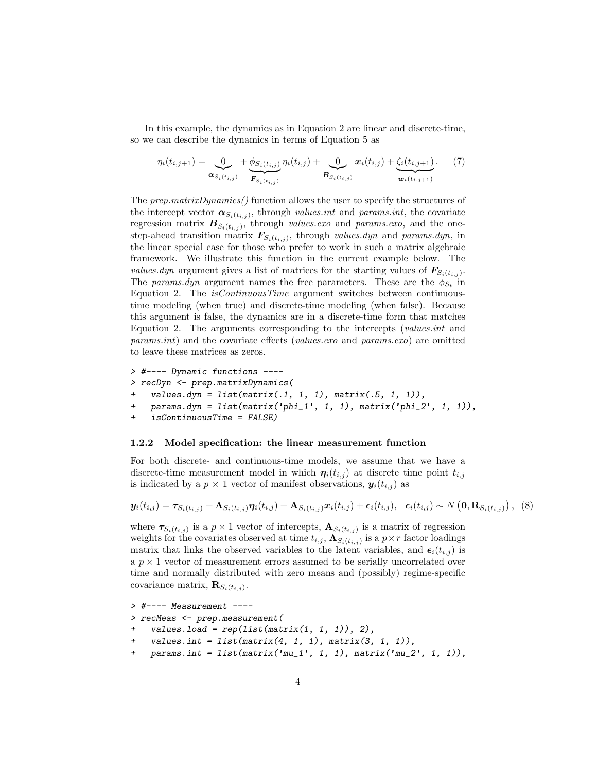In this example, the dynamics as in Equation 2 are linear and discrete-time, so we can describe the dynamics in terms of Equation 5 as

$$\eta_i(t_{i,j+1}) = \underbrace{0}_{\boldsymbol{\alpha}_{S_i(t_{i,j})}} + \underbrace{\phi_{S_i(t_{i,j})}}_{\boldsymbol{F}_{S_i(t_{i,j})}} \eta_i(t_{i,j}) + \underbrace{0}_{\boldsymbol{B}_{S_i(t_{i,j})}} \boldsymbol{x}_i(t_{i,j}) + \underbrace{\zeta_i(t_{i,j+1})}_{\boldsymbol{w}_i(t_{i,j+1})}. \quad (7)$$

The *prep.matrixDynamics()* function allows the user to specify the structures of the intercept vector $\boldsymbol{\alpha}_{S_i(t_{i,j})}$, through *values.int* and *params.int*, the covariate regression matrix $\boldsymbol{B}_{S_i(t_{i,j})}$, through *values.exo* and *params.exo*, and the one-step-ahead transition matrix $\boldsymbol{F}_{S_i(t_{i,j})}$, through *values.dyn* and *params.dyn*, in the linear special case for those who prefer to work in such a matrix algebraic framework. We illustrate this function in the current example below. The *values.dyn* argument gives a list of matrices for the starting values of $\boldsymbol{F}_{S_i(t_{i,j})}$. The *params.dyn* argument names the free parameters. These are the $\phi_{S_t}$ in Equation 2. The *isContinuousTime* argument switches between continuous-time modeling (when true) and discrete-time modeling (when false). Because this argument is false, the dynamics are in a discrete-time form that matches Equation 2. The arguments corresponding to the intercepts (*values.int* and *params.int*) and the covariate effects (*values.exo* and *params.exo*) are omitted to leave these matrices as zeros.

```
> #---- Dynamic functions ----
> recDyn <- prep.matrixDynamics(
+   values.dyn = list(matrix(.1, 1, 1), matrix(.5, 1, 1)),
+   params.dyn = list(matrix('phi_1', 1, 1), matrix('phi_2', 1, 1)),
+   isContinuousTime = FALSE)
```

### 1.2.2 Model specification: the linear measurement function

For both discrete- and continuous-time models, we assume that we have a discrete-time measurement model in which $\boldsymbol{\eta}_i(t_{i,j})$ at discrete time point $t_{i,j}$ is indicated by a $p \times 1$ vector of manifest observations, $\boldsymbol{y}_i(t_{i,j})$ as

$$\boldsymbol{y}_i(t_{i,j}) = \boldsymbol{\tau}_{S_i(t_{i,j})} + \boldsymbol{\Lambda}_{S_i(t_{i,j})}\boldsymbol{\eta}_i(t_{i,j}) + \mathbf{A}_{S_i(t_{i,j})}\boldsymbol{x}_i(t_{i,j}) + \boldsymbol{\epsilon}_i(t_{i,j}), \quad \boldsymbol{\epsilon}_i(t_{i,j}) \sim N\left(\mathbf{0}, \mathbf{R}_{S_i(t_{i,j})}\right), \quad (8)$$

where $\boldsymbol{\tau}_{S_i(t_{i,j})}$ is a $p \times 1$ vector of intercepts, $\mathbf{A}_{S_i(t_{i,j})}$ is a matrix of regression weights for the covariates observed at time $t_{i,j}$, $\boldsymbol{\Lambda}_{S_i(t_{i,j})}$ is a $p \times r$ factor loadings matrix that links the observed variables to the latent variables, and $\boldsymbol{\epsilon}_i(t_{i,j})$ is a $p \times 1$ vector of measurement errors assumed to be serially uncorrelated over time and normally distributed with zero means and (possibly) regime-specific covariance matrix, $\mathbf{R}_{S_i(t_{i,j})}$.

```
> #---- Measurement ----
> recMeas <- prep.measurement(
+   values.load = rep(list(matrix(1, 1, 1)), 2),
+   values.int = list(matrix(4, 1, 1), matrix(3, 1, 1)),
+   params.int = list(matrix('mu_1', 1, 1), matrix('mu_2', 1, 1)),
```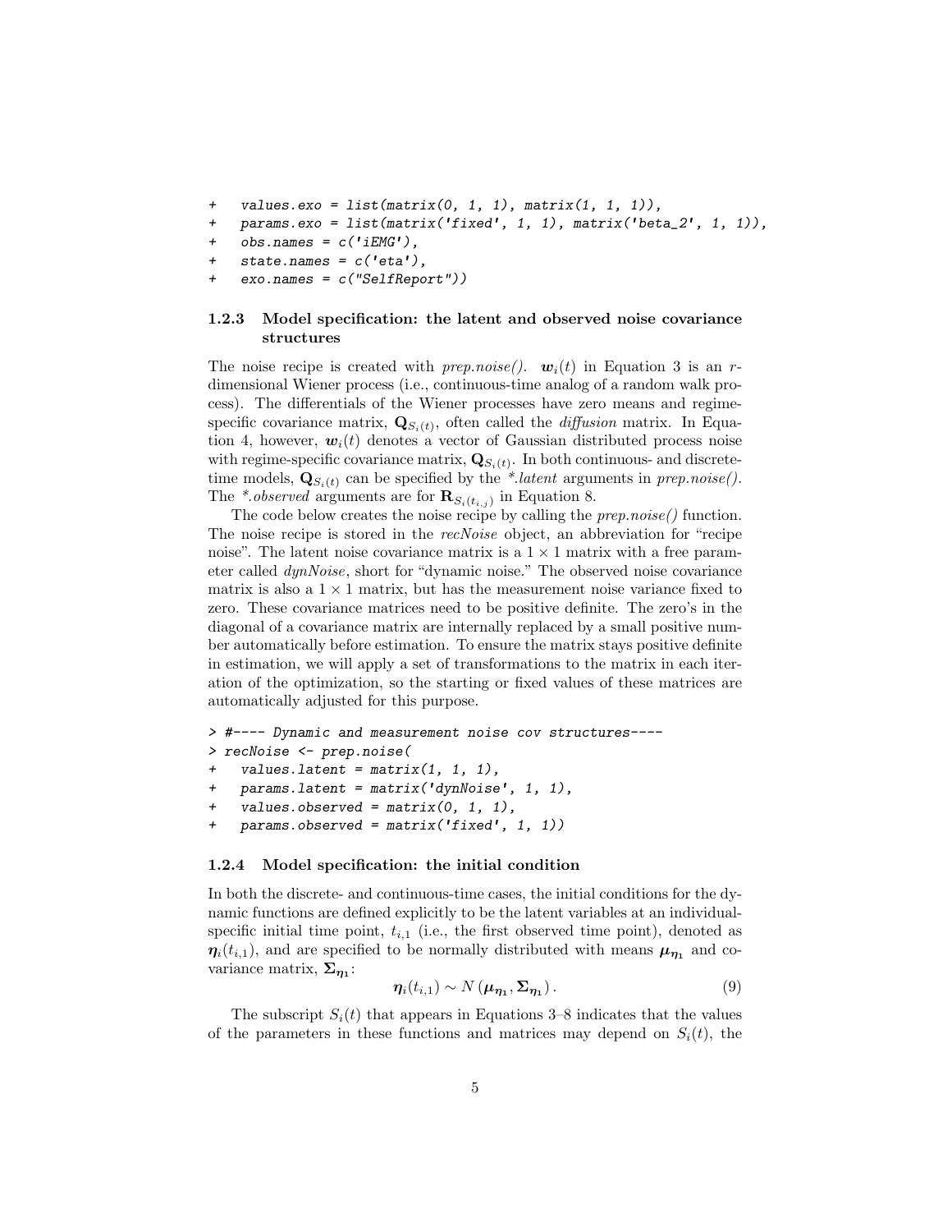```
+   values.exo = list(matrix(0, 1, 1), matrix(1, 1, 1)),
+   params.exo = list(matrix('fixed', 1, 1), matrix('beta_2', 1, 1)),
+   obs.names = c('iEMG'),
+   state.names = c('eta'),
+   exo.names = c("SelfReport"))
```

### 1.2.3 Model specification: the latent and observed noise covariance structures

The noise recipe is created with *prep.noise()*. $\boldsymbol{w}_i(t)$ in Equation 3 is an $r$-dimensional Wiener process (i.e., continuous-time analog of a random walk process). The differentials of the Wiener processes have zero means and regime-specific covariance matrix, $\mathbf{Q}_{S_i(t)}$, often called the *diffusion* matrix. In Equation 4, however, $\boldsymbol{w}_i(t)$ denotes a vector of Gaussian distributed process noise with regime-specific covariance matrix, $\mathbf{Q}_{S_i(t)}$. In both continuous- and discrete-time models, $\mathbf{Q}_{S_i(t)}$ can be specified by the *\*.latent* arguments in *prep.noise()*. The *\*.observed* arguments are for $\mathbf{R}_{S_i(t_{i,j})}$ in Equation 8.

The code below creates the noise recipe by calling the *prep.noise()* function. The noise recipe is stored in the *recNoise* object, an abbreviation for "recipe noise". The latent noise covariance matrix is a $1 \times 1$ matrix with a free parameter called *dynNoise*, short for "dynamic noise." The observed noise covariance matrix is also a $1 \times 1$ matrix, but has the measurement noise variance fixed to zero. These covariance matrices need to be positive definite. The zero's in the diagonal of a covariance matrix are internally replaced by a small positive number automatically before estimation. To ensure the matrix stays positive definite in estimation, we will apply a set of transformations to the matrix in each iteration of the optimization, so the starting or fixed values of these matrices are automatically adjusted for this purpose.

```
> #---- Dynamic and measurement noise cov structures----
> recNoise <- prep.noise(
+   values.latent = matrix(1, 1, 1),
+   params.latent = matrix('dynNoise', 1, 1),
+   values.observed = matrix(0, 1, 1),
+   params.observed = matrix('fixed', 1, 1))
```

### 1.2.4 Model specification: the initial condition

In both the discrete- and continuous-time cases, the initial conditions for the dynamic functions are defined explicitly to be the latent variables at an individual-specific initial time point, $t_{i,1}$ (i.e., the first observed time point), denoted as $\boldsymbol{\eta}_i(t_{i,1})$, and are specified to be normally distributed with means $\boldsymbol{\mu}_{\boldsymbol{\eta}_1}$ and covariance matrix, $\boldsymbol{\Sigma}_{\boldsymbol{\eta}_1}$:

$$\boldsymbol{\eta}_i(t_{i,1}) \sim N\left(\boldsymbol{\mu}_{\boldsymbol{\eta}_1}, \boldsymbol{\Sigma}_{\boldsymbol{\eta}_1}\right). \tag{9}$$

The subscript $S_i(t)$ that appears in Equations 3–8 indicates that the values of the parameters in these functions and matrices may depend on $S_i(t)$, the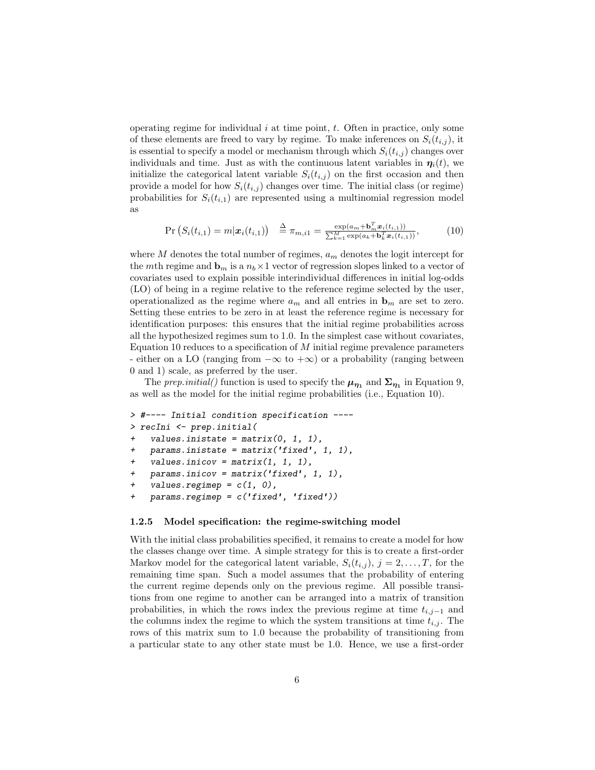operating regime for individual $i$ at time point, $t$. Often in practice, only some of these elements are freed to vary by regime. To make inferences on $S_i(t_{i,j})$, it is essential to specify a model or mechanism through which $S_i(t_{i,j})$ changes over individuals and time. Just as with the continuous latent variables in $\boldsymbol{\eta}_i(t)$, we initialize the categorical latent variable $S_i(t_{i,j})$ on the first occasion and then provide a model for how $S_i(t_{i,j})$ changes over time. The initial class (or regime) probabilities for $S_i(t_{i,1})$ are represented using a multinomial regression model as

$$\Pr\left(S_i(t_{i,1}) = m|\boldsymbol{x}_i(t_{i,1})\right) \quad \triangleq \pi_{m,i1} = \frac{\exp(a_m + \mathbf{b}_m^T \boldsymbol{x}_i(t_{i,1}))}{\sum_{k=1}^{M} \exp(a_k + \mathbf{b}_k^T \boldsymbol{x}_i(t_{i,1}))}, \tag{10}$$

where $M$ denotes the total number of regimes, $a_m$ denotes the logit intercept for the $m$th regime and $\mathbf{b}_m$ is a $n_b \times 1$ vector of regression slopes linked to a vector of covariates used to explain possible interindividual differences in initial log-odds (LO) of being in a regime relative to the reference regime selected by the user, operationalized as the regime where $a_m$ and all entries in $\mathbf{b}_m$ are set to zero. Setting these entries to be zero in at least the reference regime is necessary for identification purposes: this ensures that the initial regime probabilities across all the hypothesized regimes sum to 1.0. In the simplest case without covariates, Equation 10 reduces to a specification of $M$ initial regime prevalence parameters - either on a LO (ranging from $-\infty$ to $+\infty$) or a probability (ranging between 0 and 1) scale, as preferred by the user.

The *prep.initial()* function is used to specify the $\boldsymbol{\mu}_{\boldsymbol{\eta}_1}$ and $\boldsymbol{\Sigma}_{\boldsymbol{\eta}_1}$ in Equation 9, as well as the model for the initial regime probabilities (i.e., Equation 10).

```
> #---- Initial condition specification ----
> recIni <- prep.initial(
+   values.inistate = matrix(0, 1, 1),
+   params.inistate = matrix('fixed', 1, 1),
+   values.inicov = matrix(1, 1, 1),
+   params.inicov = matrix('fixed', 1, 1),
+   values.regimep = c(1, 0),
+   params.regimep = c('fixed', 'fixed'))
```

### 1.2.5 Model specification: the regime-switching model

With the initial class probabilities specified, it remains to create a model for how the classes change over time. A simple strategy for this is to create a first-order Markov model for the categorical latent variable, $S_i(t_{i,j})$, $j = 2, \ldots, T$, for the remaining time span. Such a model assumes that the probability of entering the current regime depends only on the previous regime. All possible transitions from one regime to another can be arranged into a matrix of transition probabilities, in which the rows index the previous regime at time $t_{i,j-1}$ and the columns index the regime to which the system transitions at time $t_{i,j}$. The rows of this matrix sum to 1.0 because the probability of transitioning from a particular state to any other state must be 1.0. Hence, we use a first-order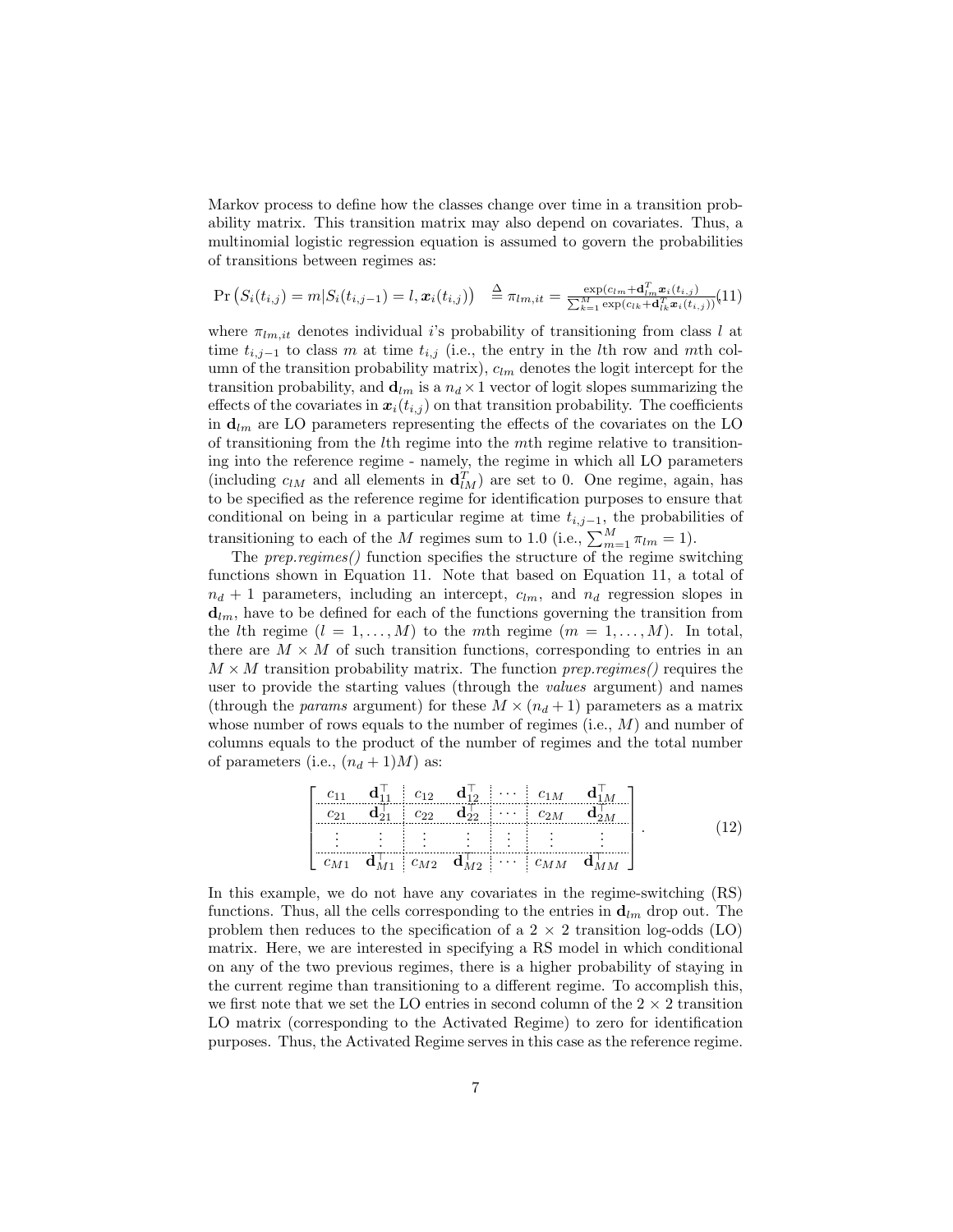Markov process to define how the classes change over time in a transition probability matrix. This transition matrix may also depend on covariates. Thus, a multinomial logistic regression equation is assumed to govern the probabilities of transitions between regimes as:

$$\Pr\left(S_i(t_{i,j}) = m | S_i(t_{i,j-1}) = l, \boldsymbol{x}_i(t_{i,j})\right) \overset{\Delta}{=} \pi_{lm,it} = \frac{\exp(c_{lm} + \mathbf{d}_{lm}^T \boldsymbol{x}_i(t_{i,j})}{\sum_{k=1}^{M} \exp(c_{lk} + \mathbf{d}_{lk}^T \boldsymbol{x}_i(t_{i,j}))} \tag{11}$$

where $\pi_{lm,it}$ denotes individual $i$'s probability of transitioning from class $l$ at time $t_{i,j-1}$ to class $m$ at time $t_{i,j}$ (i.e., the entry in the $l$th row and $m$th column of the transition probability matrix), $c_{lm}$ denotes the logit intercept for the transition probability, and $\mathbf{d}_{lm}$ is a $n_d \times 1$ vector of logit slopes summarizing the effects of the covariates in $\boldsymbol{x}_i(t_{i,j})$ on that transition probability. The coefficients in $\mathbf{d}_{lm}$ are LO parameters representing the effects of the covariates on the LO of transitioning from the $l$th regime into the $m$th regime relative to transitioning into the reference regime - namely, the regime in which all LO parameters (including $c_{lM}$ and all elements in $\mathbf{d}_{lM}^T$) are set to 0. One regime, again, has to be specified as the reference regime for identification purposes to ensure that conditional on being in a particular regime at time $t_{i,j-1}$, the probabilities of transitioning to each of the $M$ regimes sum to 1.0 (i.e., $\sum_{m=1}^{M} \pi_{lm} = 1$).

The *prep.regimes()* function specifies the structure of the regime switching functions shown in Equation 11. Note that based on Equation 11, a total of $n_d + 1$ parameters, including an intercept, $c_{lm}$, and $n_d$ regression slopes in $\mathbf{d}_{lm}$, have to be defined for each of the functions governing the transition from the $l$th regime ($l = 1, \ldots, M$) to the $m$th regime ($m = 1, \ldots, M$). In total, there are $M \times M$ of such transition functions, corresponding to entries in an $M \times M$ transition probability matrix. The function *prep.regimes()* requires the user to provide the starting values (through the *values* argument) and names (through the *params* argument) for these $M \times (n_d + 1)$ parameters as a matrix whose number of rows equals to the number of regimes (i.e., $M$) and number of columns equals to the product of the number of regimes and the total number of parameters (i.e., $(n_d + 1)M$) as:

$$\left[\begin{array}{cc|cc|c|cc}
c_{11} & \mathbf{d}_{11}^\top & c_{12} & \mathbf{d}_{12}^\top & \cdots & c_{1M} & \mathbf{d}_{1M}^\top \\
\hline
c_{21} & \mathbf{d}_{21}^\top & c_{22} & \mathbf{d}_{22}^\top & \cdots & c_{2M} & \mathbf{d}_{2M}^\top \\
\hline
\vdots & \vdots & \vdots & \vdots & \vdots & \vdots & \vdots \\
\hline
c_{M1} & \mathbf{d}_{M1}^\top & c_{M2} & \mathbf{d}_{M2}^\top & \cdots & c_{MM} & \mathbf{d}_{MM}^\top
\end{array}\right]. \tag{12}$$

In this example, we do not have any covariates in the regime-switching (RS) functions. Thus, all the cells corresponding to the entries in $\mathbf{d}_{lm}$ drop out. The problem then reduces to the specification of a $2 \times 2$ transition log-odds (LO) matrix. Here, we are interested in specifying a RS model in which conditional on any of the two previous regimes, there is a higher probability of staying in the current regime than transitioning to a different regime. To accomplish this, we first note that we set the LO entries in second column of the $2 \times 2$ transition LO matrix (corresponding to the Activated Regime) to zero for identification purposes. Thus, the Activated Regime serves in this case as the reference regime.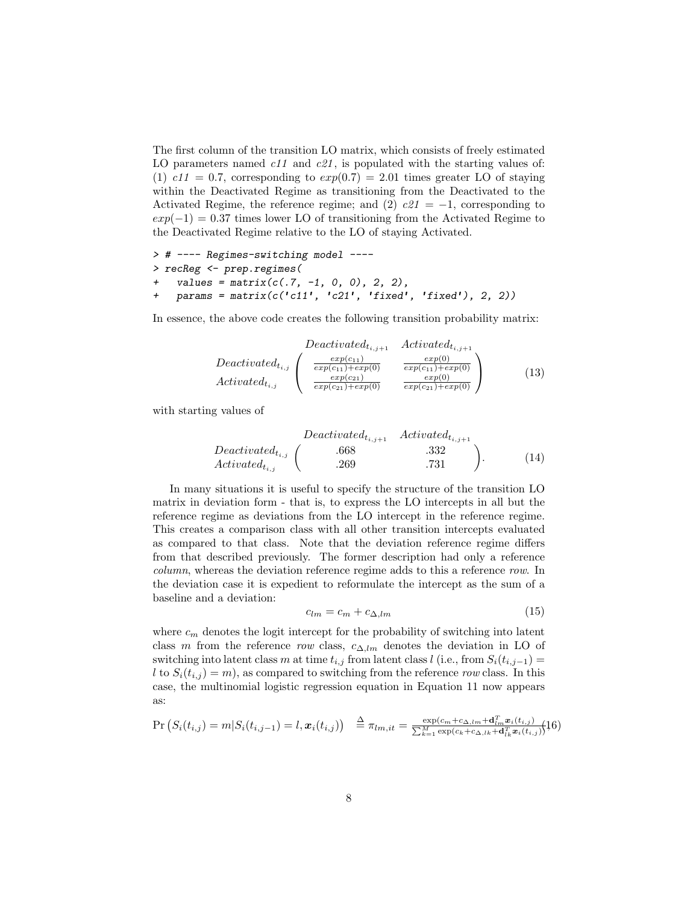The first column of the transition LO matrix, which consists of freely estimated LO parameters named *c11* and *c21*, is populated with the starting values of: (1) *c11* = 0.7, corresponding to $exp(0.7) = 2.01$ times greater LO of staying within the Deactivated Regime as transitioning from the Deactivated to the Activated Regime, the reference regime; and (2) *c21* = −1, corresponding to $exp(-1) = 0.37$ times lower LO of transitioning from the Activated Regime to the Deactivated Regime relative to the LO of staying Activated.

```
> # ---- Regimes-switching model ----
> recReg <- prep.regimes(
+   values = matrix(c(.7, -1, 0, 0), 2, 2),
+   params = matrix(c('c11', 'c21', 'fixed', 'fixed'), 2, 2))
```

In essence, the above code creates the following transition probability matrix:

$$
\begin{array}{c} \\ Deactivated_{t_{i,j}} \\ Activated_{t_{i,j}} \end{array}
\begin{array}{c} \begin{array}{cc} Deactivated_{t_{i,j+1}} & Activated_{t_{i,j+1}} \end{array} \\ \left( \begin{array}{cc} \frac{exp(c_{11})}{exp(c_{11})+exp(0)} & \frac{exp(0)}{exp(c_{11})+exp(0)} \\ \frac{exp(c_{21})}{exp(c_{21})+exp(0)} & \frac{exp(0)}{exp(c_{21})+exp(0)} \end{array} \right) \end{array} \tag{13}
$$

with starting values of

$$
\begin{array}{c} \\ Deactivated_{t_{i,j}} \\ Activated_{t_{i,j}} \end{array}
\begin{array}{c} \begin{array}{cc} Deactivated_{t_{i,j+1}} & Activated_{t_{i,j+1}} \end{array} \\ \left( \begin{array}{cc} .668 & .332 \\ .269 & .731 \end{array} \right) \end{array}. \tag{14}
$$

In many situations it is useful to specify the structure of the transition LO matrix in deviation form - that is, to express the LO intercepts in all but the reference regime as deviations from the LO intercept in the reference regime. This creates a comparison class with all other transition intercepts evaluated as compared to that class. Note that the deviation reference regime differs from that described previously. The former description had only a reference *column*, whereas the deviation reference regime adds to this a reference *row*. In the deviation case it is expedient to reformulate the intercept as the sum of a baseline and a deviation:

$$
c_{lm} = c_m + c_{\Delta,lm} \tag{15}
$$

where $c_m$ denotes the logit intercept for the probability of switching into latent class $m$ from the reference *row* class, $c_{\Delta,lm}$ denotes the deviation in LO of switching into latent class $m$ at time $t_{i,j}$ from latent class $l$ (i.e., from $S_i(t_{i,j-1}) = l$ to $S_i(t_{i,j}) = m$), as compared to switching from the reference *row* class. In this case, the multinomial logistic regression equation in Equation 11 now appears as:

$$
\Pr\left(S_i(t_{i,j}) = m | S_i(t_{i,j-1}) = l, \boldsymbol{x}_i(t_{i,j})\right) \triangleq \pi_{lm,it} = \frac{\exp(c_m + c_{\Delta,lm} + \mathbf{d}_{lm}^T \boldsymbol{x}_i(t_{i,j}))}{\sum_{k=1}^{M} \exp(c_k + c_{\Delta,lk} + \mathbf{d}_{lk}^T \boldsymbol{x}_i(t_{i,j}))} \tag{16}
$$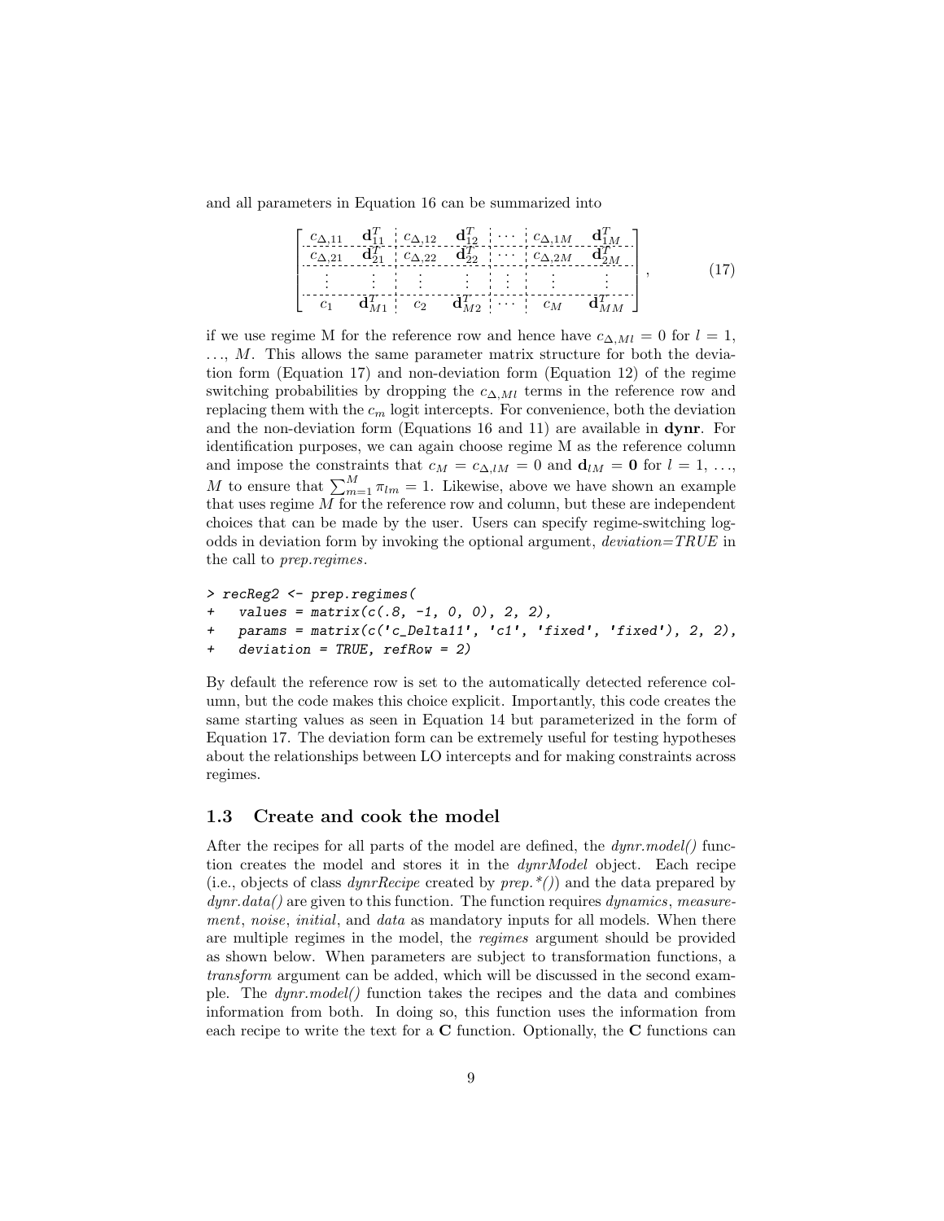and all parameters in Equation 16 can be summarized into

$$\left[\begin{array}{cc:cc:c:cc} c_{\Delta,11} & \mathbf{d}_{11}^T & c_{\Delta,12} & \mathbf{d}_{12}^T & \cdots & c_{\Delta,1M} & \mathbf{d}_{1M}^T \\ \hdashline c_{\Delta,21} & \mathbf{d}_{21}^T & c_{\Delta,22} & \mathbf{d}_{22}^T & \cdots & c_{\Delta,2M} & \mathbf{d}_{2M}^T \\ \hdashline \vdots & \vdots & \vdots & \vdots & \vdots & \vdots & \vdots \\ \hdashline c_1 & \mathbf{d}_{M1}^T & c_2 & \mathbf{d}_{M2}^T & \cdots & c_M & \mathbf{d}_{MM}^T \end{array}\right], \tag{17}$$

if we use regime M for the reference row and hence have $c_{\Delta,Ml} = 0$ for $l = 1, \ldots, M$. This allows the same parameter matrix structure for both the deviation form (Equation 17) and non-deviation form (Equation 12) of the regime switching probabilities by dropping the $c_{\Delta,Ml}$ terms in the reference row and replacing them with the $c_m$ logit intercepts. For convenience, both the deviation and the non-deviation form (Equations 16 and 11) are available in **dynr**. For identification purposes, we can again choose regime M as the reference column and impose the constraints that $c_M = c_{\Delta,lM} = 0$ and $\mathbf{d}_{lM} = \mathbf{0}$ for $l = 1, \ldots, M$ to ensure that $\sum_{m=1}^{M} \pi_{lm} = 1$. Likewise, above we have shown an example that uses regime $M$ for the reference row and column, but these are independent choices that can be made by the user. Users can specify regime-switching log-odds in deviation form by invoking the optional argument, *deviation=TRUE* in the call to *prep.regimes*.

```
> recReg2 <- prep.regimes(
+   values = matrix(c(.8, -1, 0, 0), 2, 2),
+   params = matrix(c('c_Delta11', 'c1', 'fixed', 'fixed'), 2, 2),
+   deviation = TRUE, refRow = 2)
```

By default the reference row is set to the automatically detected reference column, but the code makes this choice explicit. Importantly, this code creates the same starting values as seen in Equation 14 but parameterized in the form of Equation 17. The deviation form can be extremely useful for testing hypotheses about the relationships between LO intercepts and for making constraints across regimes.

## 1.3 Create and cook the model

After the recipes for all parts of the model are defined, the *dynr.model()* function creates the model and stores it in the *dynrModel* object. Each recipe (i.e., objects of class *dynrRecipe* created by *prep.\*()*) and the data prepared by *dynr.data()* are given to this function. The function requires *dynamics*, *measurement*, *noise*, *initial*, and *data* as mandatory inputs for all models. When there are multiple regimes in the model, the *regimes* argument should be provided as shown below. When parameters are subject to transformation functions, a *transform* argument can be added, which will be discussed in the second example. The *dynr.model()* function takes the recipes and the data and combines information from both. In doing so, this function uses the information from each recipe to write the text for a **C** function. Optionally, the **C** functions can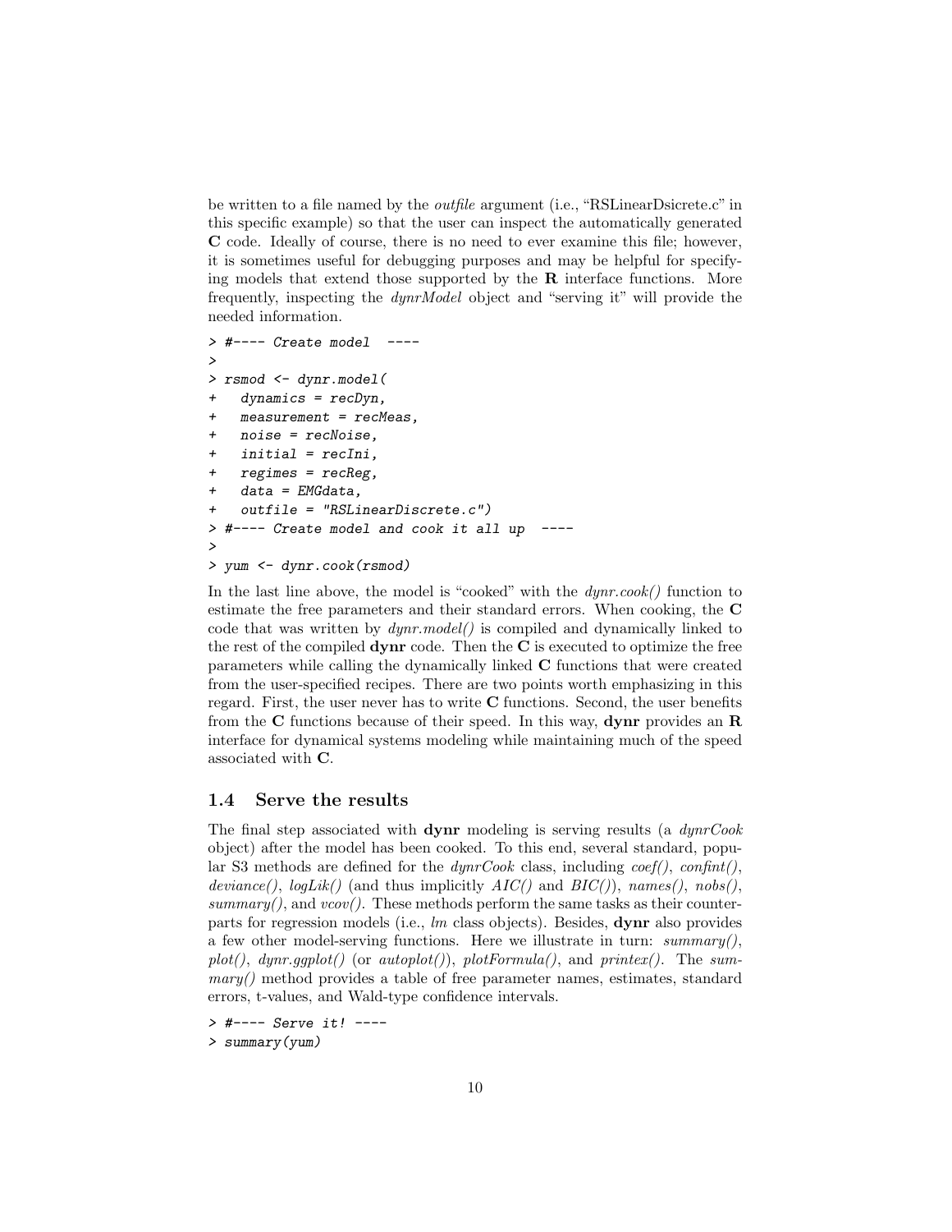be written to a file named by the *outfile* argument (i.e., "RSLinearDsicrete.c" in this specific example) so that the user can inspect the automatically generated **C** code. Ideally of course, there is no need to ever examine this file; however, it is sometimes useful for debugging purposes and may be helpful for specifying models that extend those supported by the **R** interface functions. More frequently, inspecting the *dynrModel* object and "serving it" will provide the needed information.

```
> #---- Create model  ----
>
> rsmod <- dynr.model(
+   dynamics = recDyn,
+   measurement = recMeas,
+   noise = recNoise,
+   initial = recIni,
+   regimes = recReg,
+   data = EMGdata,
+   outfile = "RSLinearDiscrete.c")
> #---- Create model and cook it all up  ----
>
> yum <- dynr.cook(rsmod)
```

In the last line above, the model is "cooked" with the *dynr.cook()* function to estimate the free parameters and their standard errors. When cooking, the **C** code that was written by *dynr.model()* is compiled and dynamically linked to the rest of the compiled **dynr** code. Then the **C** is executed to optimize the free parameters while calling the dynamically linked **C** functions that were created from the user-specified recipes. There are two points worth emphasizing in this regard. First, the user never has to write **C** functions. Second, the user benefits from the **C** functions because of their speed. In this way, **dynr** provides an **R** interface for dynamical systems modeling while maintaining much of the speed associated with **C**.

## 1.4 Serve the results

The final step associated with **dynr** modeling is serving results (a *dynrCook* object) after the model has been cooked. To this end, several standard, popular S3 methods are defined for the *dynrCook* class, including *coef()*, *confint()*, *deviance()*, *logLik()* (and thus implicitly *AIC()* and *BIC()*), *names()*, *nobs()*, *summary()*, and *vcov()*. These methods perform the same tasks as their counterparts for regression models (i.e., *lm* class objects). Besides, **dynr** also provides a few other model-serving functions. Here we illustrate in turn: *summary()*, *plot()*, *dynr.ggplot()* (or *autoplot()*), *plotFormula()*, and *printex()*. The *summary()* method provides a table of free parameter names, estimates, standard errors, t-values, and Wald-type confidence intervals.

```
> #---- Serve it! ----
> summary(yum)
```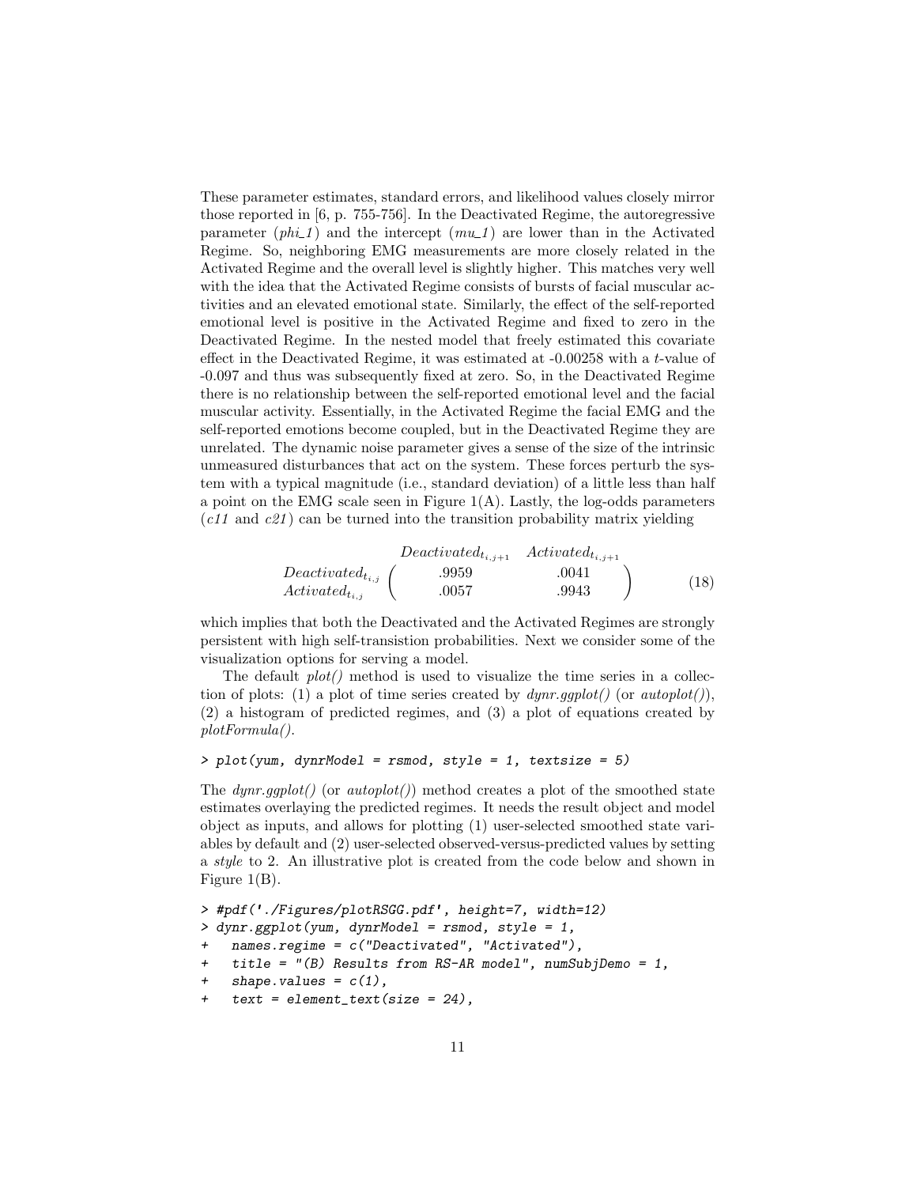These parameter estimates, standard errors, and likelihood values closely mirror those reported in [6, p. 755-756]. In the Deactivated Regime, the autoregressive parameter (*phi_1*) and the intercept (*mu_1*) are lower than in the Activated Regime. So, neighboring EMG measurements are more closely related in the Activated Regime and the overall level is slightly higher. This matches very well with the idea that the Activated Regime consists of bursts of facial muscular activities and an elevated emotional state. Similarly, the effect of the self-reported emotional level is positive in the Activated Regime and fixed to zero in the Deactivated Regime. In the nested model that freely estimated this covariate effect in the Deactivated Regime, it was estimated at -0.00258 with a $t$-value of -0.097 and thus was subsequently fixed at zero. So, in the Deactivated Regime there is no relationship between the self-reported emotional level and the facial muscular activity. Essentially, in the Activated Regime the facial EMG and the self-reported emotions become coupled, but in the Deactivated Regime they are unrelated. The dynamic noise parameter gives a sense of the size of the intrinsic unmeasured disturbances that act on the system. These forces perturb the system with a typical magnitude (i.e., standard deviation) of a little less than half a point on the EMG scale seen in Figure 1(A). Lastly, the log-odds parameters (*c11* and *c21*) can be turned into the transition probability matrix yielding

$$
\begin{array}{c} \\ Deactivated_{t_{i,j}} \\ Activated_{t_{i,j}} \end{array}
\begin{array}{c} \begin{array}{cc} Deactivated_{t_{i,j+1}} & Activated_{t_{i,j+1}} \end{array} \\ \left( \begin{array}{cc} .9959 & .0041 \\ .0057 & .9943 \end{array} \right) \end{array}
\tag{18}
$$

which implies that both the Deactivated and the Activated Regimes are strongly persistent with high self-transistion probabilities. Next we consider some of the visualization options for serving a model.

The default *plot()* method is used to visualize the time series in a collection of plots: (1) a plot of time series created by *dynr.ggplot()* (or *autoplot()*), (2) a histogram of predicted regimes, and (3) a plot of equations created by *plotFormula()*.

```
> plot(yum, dynrModel = rsmod, style = 1, textsize = 5)
```

The *dynr.ggplot()* (or *autoplot()*) method creates a plot of the smoothed state estimates overlaying the predicted regimes. It needs the result object and model object as inputs, and allows for plotting (1) user-selected smoothed state variables by default and (2) user-selected observed-versus-predicted values by setting a *style* to 2. An illustrative plot is created from the code below and shown in Figure 1(B).

```
> #pdf('./Figures/plotRSGG.pdf', height=7, width=12)
> dynr.ggplot(yum, dynrModel = rsmod, style = 1,
+   names.regime = c("Deactivated", "Activated"),
+   title = "(B) Results from RS-AR model", numSubjDemo = 1,
+   shape.values = c(1),
+   text = element_text(size = 24),
```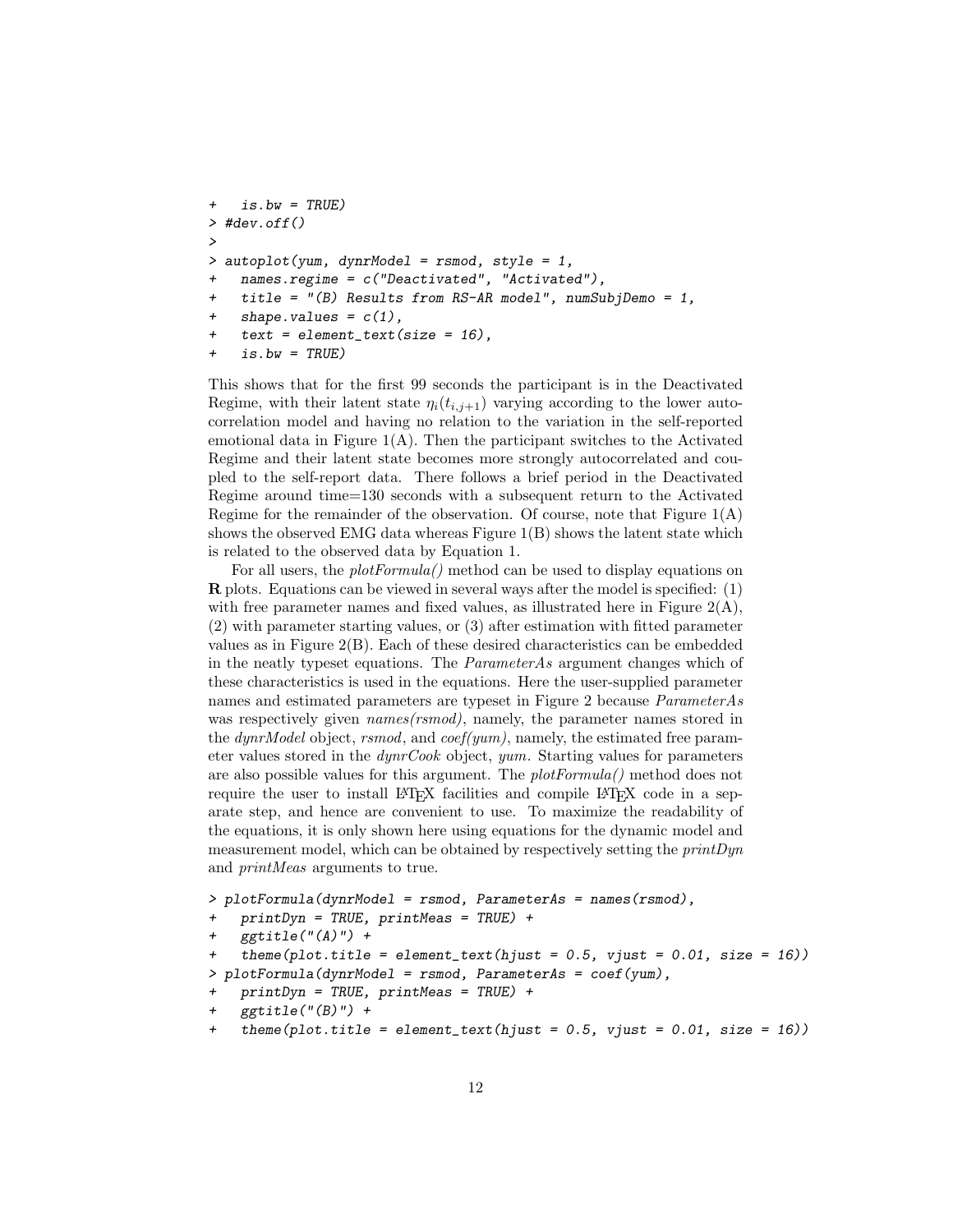```
+   is.bw = TRUE)
> #dev.off()
>
> autoplot(yum, dynrModel = rsmod, style = 1,
+   names.regime = c("Deactivated", "Activated"),
+   title = "(B) Results from RS-AR model", numSubjDemo = 1,
+   shape.values = c(1),
+   text = element_text(size = 16),
+   is.bw = TRUE)
```

This shows that for the first 99 seconds the participant is in the Deactivated Regime, with their latent state $\eta_i(t_{i,j+1})$ varying according to the lower autocorrelation model and having no relation to the variation in the self-reported emotional data in Figure 1(A). Then the participant switches to the Activated Regime and their latent state becomes more strongly autocorrelated and coupled to the self-report data. There follows a brief period in the Deactivated Regime around time=130 seconds with a subsequent return to the Activated Regime for the remainder of the observation. Of course, note that Figure 1(A) shows the observed EMG data whereas Figure 1(B) shows the latent state which is related to the observed data by Equation 1.

For all users, the *plotFormula()* method can be used to display equations on **R** plots. Equations can be viewed in several ways after the model is specified: (1) with free parameter names and fixed values, as illustrated here in Figure 2(A), (2) with parameter starting values, or (3) after estimation with fitted parameter values as in Figure 2(B). Each of these desired characteristics can be embedded in the neatly typeset equations. The *ParameterAs* argument changes which of these characteristics is used in the equations. Here the user-supplied parameter names and estimated parameters are typeset in Figure 2 because *ParameterAs* was respectively given *names(rsmod)*, namely, the parameter names stored in the *dynrModel* object, *rsmod*, and *coef(yum)*, namely, the estimated free parameter values stored in the *dynrCook* object, *yum*. Starting values for parameters are also possible values for this argument. The *plotFormula()* method does not require the user to install LaTeX facilities and compile LaTeX code in a separate step, and hence are convenient to use. To maximize the readability of the equations, it is only shown here using equations for the dynamic model and measurement model, which can be obtained by respectively setting the *printDyn* and *printMeas* arguments to true.

```
> plotFormula(dynrModel = rsmod, ParameterAs = names(rsmod),
+   printDyn = TRUE, printMeas = TRUE) +
+   ggtitle("(A)") +
+   theme(plot.title = element_text(hjust = 0.5, vjust = 0.01, size = 16))
> plotFormula(dynrModel = rsmod, ParameterAs = coef(yum),
+   printDyn = TRUE, printMeas = TRUE) +
+   ggtitle("(B)") +
+   theme(plot.title = element_text(hjust = 0.5, vjust = 0.01, size = 16))
```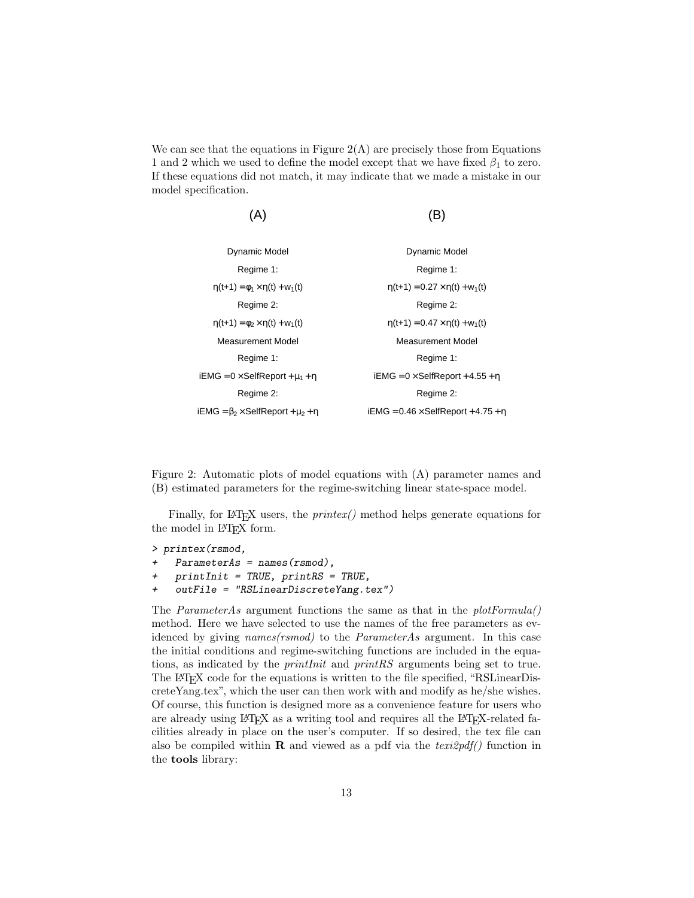We can see that the equations in Figure 2(A) are precisely those from Equations 1 and 2 which we used to define the model except that we have fixed $\beta_1$ to zero. If these equations did not match, it may indicate that we made a mistake in our model specification.

| (A) | (B) |
|---|---|
| Dynamic Model | Dynamic Model |
| Regime 1: | Regime 1: |
| $\eta(t+1) = \varphi_1 \times \eta(t) + w_1(t)$ | $\eta(t+1) = 0.27 \times \eta(t) + w_1(t)$ |
| Regime 2: | Regime 2: |
| $\eta(t+1) = \varphi_2 \times \eta(t) + w_1(t)$ | $\eta(t+1) = 0.47 \times \eta(t) + w_1(t)$ |
| Measurement Model | Measurement Model |
| Regime 1: | Regime 1: |
| $\text{iEMG} = 0 \times \text{SelfReport} + \mu_1 + \eta$ | $\text{iEMG} = 0 \times \text{SelfReport} + 4.55 + \eta$ |
| Regime 2: | Regime 2: |
| $\text{iEMG} = \beta_2 \times \text{SelfReport} + \mu_2 + \eta$ | $\text{iEMG} = 0.46 \times \text{SelfReport} + 4.75 + \eta$ |

Figure 2: Automatic plots of model equations with (A) parameter names and (B) estimated parameters for the regime-switching linear state-space model.

Finally, for LaTeX users, the *printex()* method helps generate equations for the model in LaTeX form.

```
> printex(rsmod,
+   ParameterAs = names(rsmod),
+   printInit = TRUE, printRS = TRUE,
+   outFile = "RSLinearDiscreteYang.tex")
```

The *ParameterAs* argument functions the same as that in the *plotFormula()* method. Here we have selected to use the names of the free parameters as evidenced by giving *names(rsmod)* to the *ParameterAs* argument. In this case the initial conditions and regime-switching functions are included in the equations, as indicated by the *printInit* and *printRS* arguments being set to true. The LaTeX code for the equations is written to the file specified, "RSLinearDiscreteYang.tex", which the user can then work with and modify as he/she wishes. Of course, this function is designed more as a convenience feature for users who are already using LaTeX as a writing tool and requires all the LaTeX-related facilities already in place on the user's computer. If so desired, the tex file can also be compiled within **R** and viewed as a pdf via the *texi2pdf()* function in the **tools** library: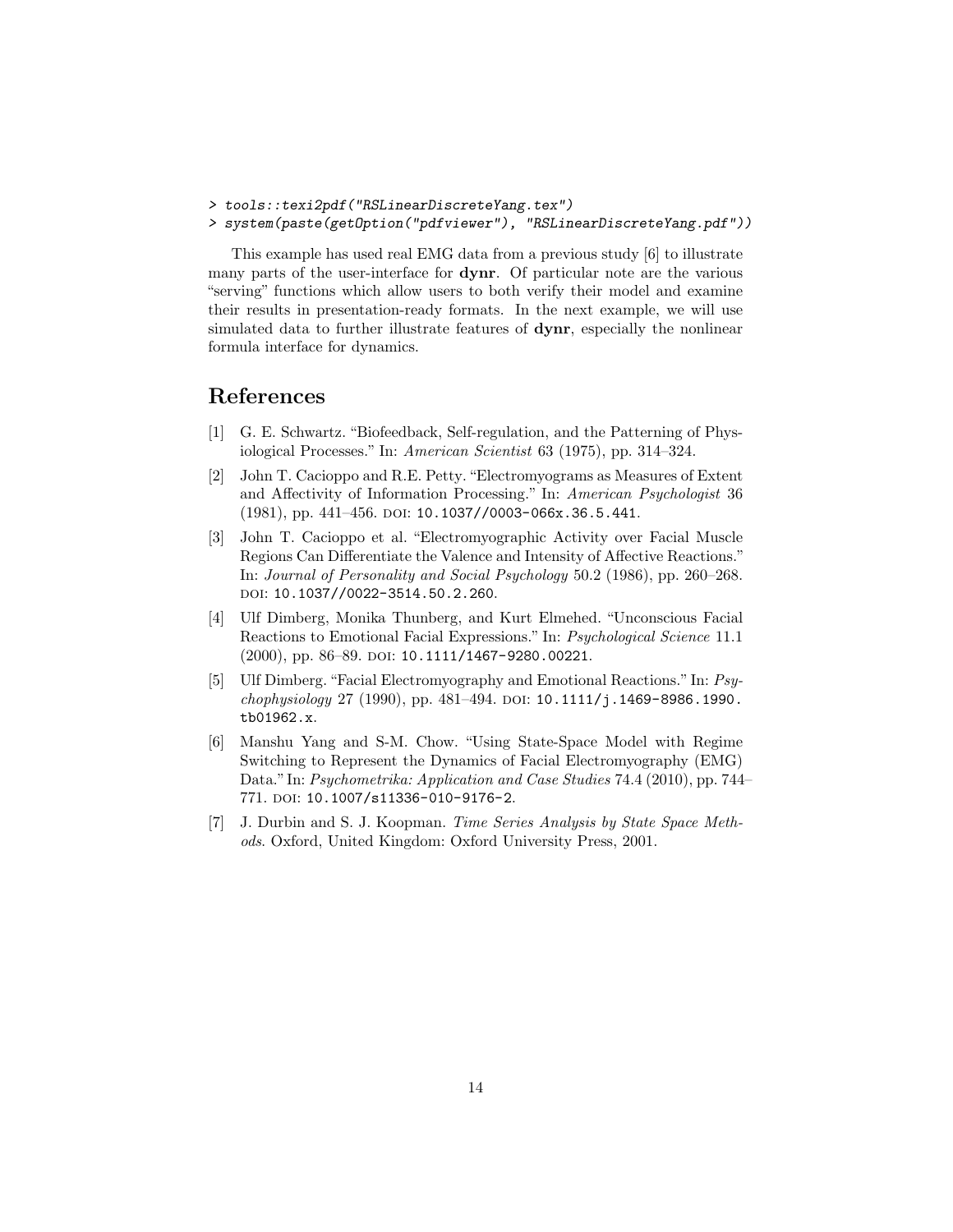```
> tools::texi2pdf("RSLinearDiscreteYang.tex")
> system(paste(getOption("pdfviewer"), "RSLinearDiscreteYang.pdf"))
```

This example has used real EMG data from a previous study [6] to illustrate many parts of the user-interface for **dynr**. Of particular note are the various "serving" functions which allow users to both verify their model and examine their results in presentation-ready formats. In the next example, we will use simulated data to further illustrate features of **dynr**, especially the nonlinear formula interface for dynamics.

## References

[1] G. E. Schwartz. "Biofeedback, Self-regulation, and the Patterning of Physiological Processes." In: *American Scientist* 63 (1975), pp. 314–324.

[2] John T. Cacioppo and R.E. Petty. "Electromyograms as Measures of Extent and Affectivity of Information Processing." In: *American Psychologist* 36 (1981), pp. 441–456. DOI: `10.1037//0003-066x.36.5.441`.

[3] John T. Cacioppo et al. "Electromyographic Activity over Facial Muscle Regions Can Differentiate the Valence and Intensity of Affective Reactions." In: *Journal of Personality and Social Psychology* 50.2 (1986), pp. 260–268. DOI: `10.1037//0022-3514.50.2.260`.

[4] Ulf Dimberg, Monika Thunberg, and Kurt Elmehed. "Unconscious Facial Reactions to Emotional Facial Expressions." In: *Psychological Science* 11.1 (2000), pp. 86–89. DOI: `10.1111/1467-9280.00221`.

[5] Ulf Dimberg. "Facial Electromyography and Emotional Reactions." In: *Psychophysiology* 27 (1990), pp. 481–494. DOI: `10.1111/j.1469-8986.1990.tb01962.x`.

[6] Manshu Yang and S-M. Chow. "Using State-Space Model with Regime Switching to Represent the Dynamics of Facial Electromyography (EMG) Data." In: *Psychometrika: Application and Case Studies* 74.4 (2010), pp. 744–771. DOI: `10.1007/s11336-010-9176-2`.

[7] J. Durbin and S. J. Koopman. *Time Series Analysis by State Space Methods*. Oxford, United Kingdom: Oxford University Press, 2001.